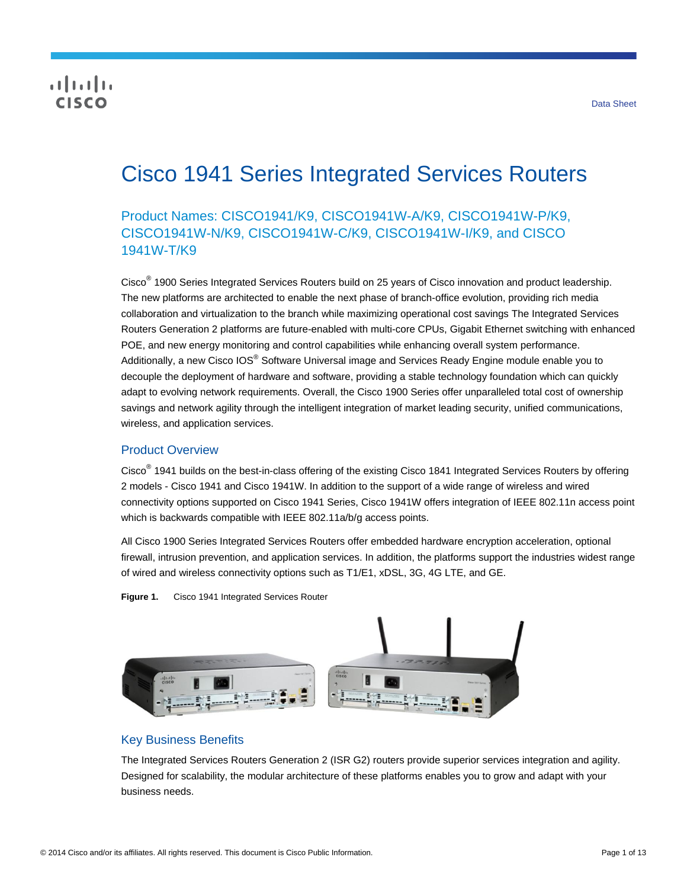Data Sheet

# Cisco 1941 Series Integrated Services Routers

## Product Names: CISCO1941/K9, CISCO1941W-A/K9, CISCO1941W-P/K9, CISCO1941W-N/K9, CISCO1941W-C/K9, CISCO1941W-I/K9, and CISCO 1941W-T/K9

Cisco® 1900 Series Integrated Services Routers build on 25 years of Cisco innovation and product leadership. The new platforms are architected to enable the next phase of branch-office evolution, providing rich media collaboration and virtualization to the branch while maximizing operational cost savings The Integrated Services Routers Generation 2 platforms are future-enabled with multi-core CPUs, Gigabit Ethernet switching with enhanced POE, and new energy monitoring and control capabilities while enhancing overall system performance. Additionally, a new Cisco IOS® Software Universal image and Services Ready Engine module enable you to decouple the deployment of hardware and software, providing a stable technology foundation which can quickly adapt to evolving network requirements. Overall, the Cisco 1900 Series offer unparalleled total cost of ownership savings and network agility through the intelligent integration of market leading security, unified communications, wireless, and application services.

## Product Overview

Cisco® 1941 builds on the best-in-class offering of the existing Cisco 1841 Integrated Services Routers by offering 2 models - Cisco 1941 and Cisco 1941W. In addition to the support of a wide range of wireless and wired connectivity options supported on Cisco 1941 Series, Cisco 1941W offers integration of IEEE 802.11n access point which is backwards compatible with IEEE 802.11a/b/g access points.

All Cisco 1900 Series Integrated Services Routers offer embedded hardware encryption acceleration, optional firewall, intrusion prevention, and application services. In addition, the platforms support the industries widest range of wired and wireless connectivity options such as T1/E1, xDSL, 3G, 4G LTE, and GE.

**Figure 1.** Cisco 1941 Integrated Services Router

## Key Business Benefits

The Integrated Services Routers Generation 2 (ISR G2) routers provide superior services integration and agility. Designed for scalability, the modular architecture of these platforms enables you to grow and adapt with your business needs.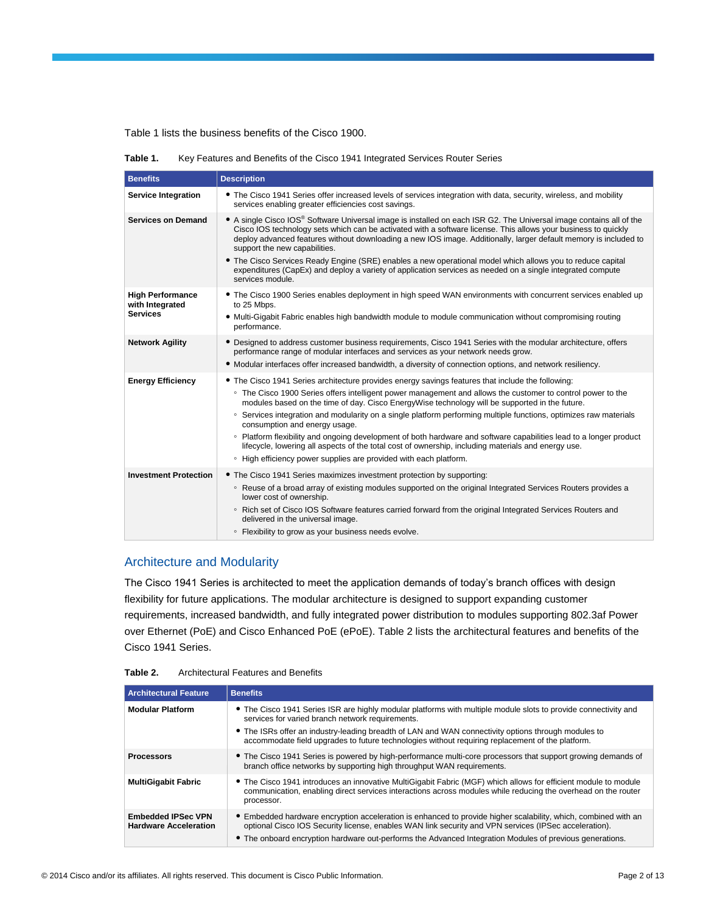Table 1 lists the business benefits of the Cisco 1900.

**Table 1.** Key Features and Benefits of the Cisco 1941 Integrated Services Router Series

| Benefits | Description |
| --- | --- |
| **Service Integration** | • The Cisco 1941 Series offer increased levels of services integration with data, security, wireless, and mobility services enabling greater efficiencies cost savings. |
| **Services on Demand** | • A single Cisco IOS® Software Universal image is installed on each ISR G2. The Universal image contains all of the Cisco IOS technology sets which can be activated with a software license. This allows your business to quickly deploy advanced features without downloading a new IOS image. Additionally, larger default memory is included to support the new capabilities.<br>• The Cisco Services Ready Engine (SRE) enables a new operational model which allows you to reduce capital expenditures (CapEx) and deploy a variety of application services as needed on a single integrated compute services module. |
| **High Performance with Integrated Services** | • The Cisco 1900 Series enables deployment in high speed WAN environments with concurrent services enabled up to 25 Mbps.<br>• Multi-Gigabit Fabric enables high bandwidth module to module communication without compromising routing performance. |
| **Network Agility** | • Designed to address customer business requirements, Cisco 1941 Series with the modular architecture, offers performance range of modular interfaces and services as your network needs grow.<br>• Modular interfaces offer increased bandwidth, a diversity of connection options, and network resiliency. |
| **Energy Efficiency** | • The Cisco 1941 Series architecture provides energy savings features that include the following:<br>◦ The Cisco 1900 Series offers intelligent power management and allows the customer to control power to the modules based on the time of day. Cisco EnergyWise technology will be supported in the future.<br>◦ Services integration and modularity on a single platform performing multiple functions, optimizes raw materials consumption and energy usage.<br>◦ Platform flexibility and ongoing development of both hardware and software capabilities lead to a longer product lifecycle, lowering all aspects of the total cost of ownership, including materials and energy use.<br>◦ High efficiency power supplies are provided with each platform. |
| **Investment Protection** | • The Cisco 1941 Series maximizes investment protection by supporting:<br>◦ Reuse of a broad array of existing modules supported on the original Integrated Services Routers provides a lower cost of ownership.<br>◦ Rich set of Cisco IOS Software features carried forward from the original Integrated Services Routers and delivered in the universal image.<br>◦ Flexibility to grow as your business needs evolve. |

## Architecture and Modularity

The Cisco 1941 Series is architected to meet the application demands of today's branch offices with design flexibility for future applications. The modular architecture is designed to support expanding customer requirements, increased bandwidth, and fully integrated power distribution to modules supporting 802.3af Power over Ethernet (PoE) and Cisco Enhanced PoE (ePoE). Table 2 lists the architectural features and benefits of the Cisco 1941 Series.

**Table 2.** Architectural Features and Benefits

| Architectural Feature | Benefits |
| --- | --- |
| **Modular Platform** | • The Cisco 1941 Series ISR are highly modular platforms with multiple module slots to provide connectivity and services for varied branch network requirements.<br>• The ISRs offer an industry-leading breadth of LAN and WAN connectivity options through modules to accommodate field upgrades to future technologies without requiring replacement of the platform. |
| **Processors** | • The Cisco 1941 Series is powered by high-performance multi-core processors that support growing demands of branch office networks by supporting high throughput WAN requirements. |
| **MultiGigabit Fabric** | • The Cisco 1941 introduces an innovative MultiGigabit Fabric (MGF) which allows for efficient module to module communication, enabling direct services interactions across modules while reducing the overhead on the router processor. |
| **Embedded IPSec VPN Hardware Acceleration** | • Embedded hardware encryption acceleration is enhanced to provide higher scalability, which, combined with an optional Cisco IOS Security license, enables WAN link security and VPN services (IPSec acceleration).<br>• The onboard encryption hardware out-performs the Advanced Integration Modules of previous generations. |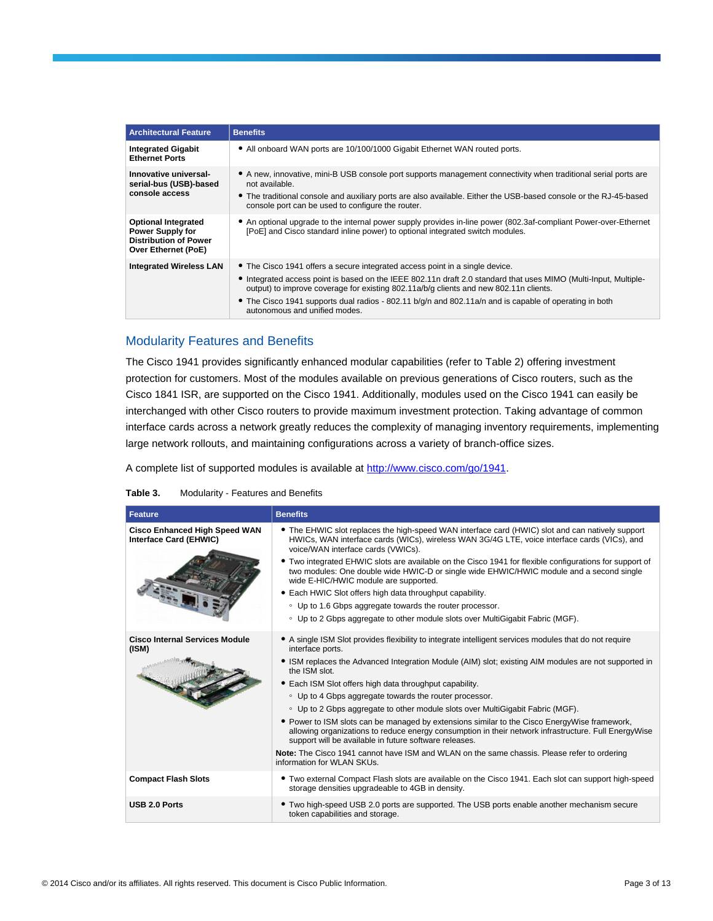| Architectural Feature | Benefits |
| --- | --- |
| **Integrated Gigabit Ethernet Ports** | • All onboard WAN ports are 10/100/1000 Gigabit Ethernet WAN routed ports. |
| **Innovative universal-serial-bus (USB)-based console access** | • A new, innovative, mini-B USB console port supports management connectivity when traditional serial ports are not available.<br>• The traditional console and auxiliary ports are also available. Either the USB-based console or the RJ-45-based console port can be used to configure the router. |
| **Optional Integrated Power Supply for Distribution of Power Over Ethernet (PoE)** | • An optional upgrade to the internal power supply provides in-line power (802.3af-compliant Power-over-Ethernet [PoE] and Cisco standard inline power) to optional integrated switch modules. |
| **Integrated Wireless LAN** | • The Cisco 1941 offers a secure integrated access point in a single device.<br>• Integrated access point is based on the IEEE 802.11n draft 2.0 standard that uses MIMO (Multi-Input, Multiple-output) to improve coverage for existing 802.11a/b/g clients and new 802.11n clients.<br>• The Cisco 1941 supports dual radios - 802.11 b/g/n and 802.11a/n and is capable of operating in both autonomous and unified modes. |

## Modularity Features and Benefits

The Cisco 1941 provides significantly enhanced modular capabilities (refer to Table 2) offering investment protection for customers. Most of the modules available on previous generations of Cisco routers, such as the Cisco 1841 ISR, are supported on the Cisco 1941. Additionally, modules used on the Cisco 1941 can easily be interchanged with other Cisco routers to provide maximum investment protection. Taking advantage of common interface cards across a network greatly reduces the complexity of managing inventory requirements, implementing large network rollouts, and maintaining configurations across a variety of branch-office sizes.

A complete list of supported modules is available at http://www.cisco.com/go/1941.

**Table 3.** Modularity - Features and Benefits

| Feature | Benefits |
| --- | --- |
| **Cisco Enhanced High Speed WAN Interface Card (EHWIC)** | • The EHWIC slot replaces the high-speed WAN interface card (HWIC) slot and can natively support HWICs, WAN interface cards (WICs), wireless WAN 3G/4G LTE, voice interface cards (VICs), and voice/WAN interface cards (VWICs).<br>• Two integrated EHWIC slots are available on the Cisco 1941 for flexible configurations for support of two modules: One double wide HWIC-D or single wide EHWIC/HWIC module and a second single wide E-HIC/HWIC module are supported.<br>• Each HWIC Slot offers high data throughput capability.<br>◦ Up to 1.6 Gbps aggregate towards the router processor.<br>◦ Up to 2 Gbps aggregate to other module slots over MultiGigabit Fabric (MGF). |
| **Cisco Internal Services Module (ISM)** | • A single ISM Slot provides flexibility to integrate intelligent services modules that do not require interface ports.<br>• ISM replaces the Advanced Integration Module (AIM) slot; existing AIM modules are not supported in the ISM slot.<br>• Each ISM Slot offers high data throughput capability.<br>◦ Up to 4 Gbps aggregate towards the router processor.<br>◦ Up to 2 Gbps aggregate to other module slots over MultiGigabit Fabric (MGF).<br>• Power to ISM slots can be managed by extensions similar to the Cisco EnergyWise framework, allowing organizations to reduce energy consumption in their network infrastructure. Full EnergyWise support will be available in future software releases.<br>**Note:** The Cisco 1941 cannot have ISM and WLAN on the same chassis. Please refer to ordering information for WLAN SKUs. |
| **Compact Flash Slots** | • Two external Compact Flash slots are available on the Cisco 1941. Each slot can support high-speed storage densities upgradeable to 4GB in density. |
| **USB 2.0 Ports** | • Two high-speed USB 2.0 ports are supported. The USB ports enable another mechanism secure token capabilities and storage. |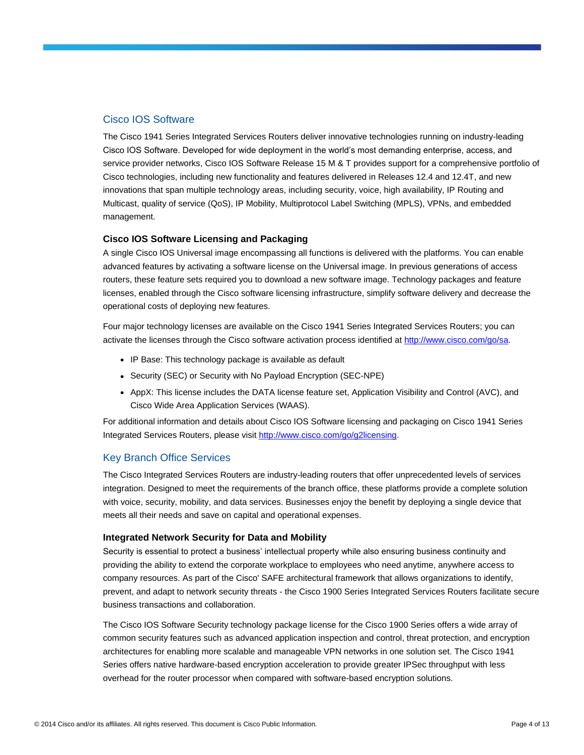## Cisco IOS Software

The Cisco 1941 Series Integrated Services Routers deliver innovative technologies running on industry-leading Cisco IOS Software. Developed for wide deployment in the world's most demanding enterprise, access, and service provider networks, Cisco IOS Software Release 15 M & T provides support for a comprehensive portfolio of Cisco technologies, including new functionality and features delivered in Releases 12.4 and 12.4T, and new innovations that span multiple technology areas, including security, voice, high availability, IP Routing and Multicast, quality of service (QoS), IP Mobility, Multiprotocol Label Switching (MPLS), VPNs, and embedded management.

### Cisco IOS Software Licensing and Packaging

A single Cisco IOS Universal image encompassing all functions is delivered with the platforms. You can enable advanced features by activating a software license on the Universal image. In previous generations of access routers, these feature sets required you to download a new software image. Technology packages and feature licenses, enabled through the Cisco software licensing infrastructure, simplify software delivery and decrease the operational costs of deploying new features.

Four major technology licenses are available on the Cisco 1941 Series Integrated Services Routers; you can activate the licenses through the Cisco software activation process identified at http://www.cisco.com/go/sa.

- IP Base: This technology package is available as default
- Security (SEC) or Security with No Payload Encryption (SEC-NPE)
- AppX: This license includes the DATA license feature set, Application Visibility and Control (AVC), and Cisco Wide Area Application Services (WAAS).

For additional information and details about Cisco IOS Software licensing and packaging on Cisco 1941 Series Integrated Services Routers, please visit http://www.cisco.com/go/g2licensing.

## Key Branch Office Services

The Cisco Integrated Services Routers are industry-leading routers that offer unprecedented levels of services integration. Designed to meet the requirements of the branch office, these platforms provide a complete solution with voice, security, mobility, and data services. Businesses enjoy the benefit by deploying a single device that meets all their needs and save on capital and operational expenses.

### Integrated Network Security for Data and Mobility

Security is essential to protect a business' intellectual property while also ensuring business continuity and providing the ability to extend the corporate workplace to employees who need anytime, anywhere access to company resources. As part of the Cisco' SAFE architectural framework that allows organizations to identify, prevent, and adapt to network security threats - the Cisco 1900 Series Integrated Services Routers facilitate secure business transactions and collaboration.

The Cisco IOS Software Security technology package license for the Cisco 1900 Series offers a wide array of common security features such as advanced application inspection and control, threat protection, and encryption architectures for enabling more scalable and manageable VPN networks in one solution set. The Cisco 1941 Series offers native hardware-based encryption acceleration to provide greater IPSec throughput with less overhead for the router processor when compared with software-based encryption solutions.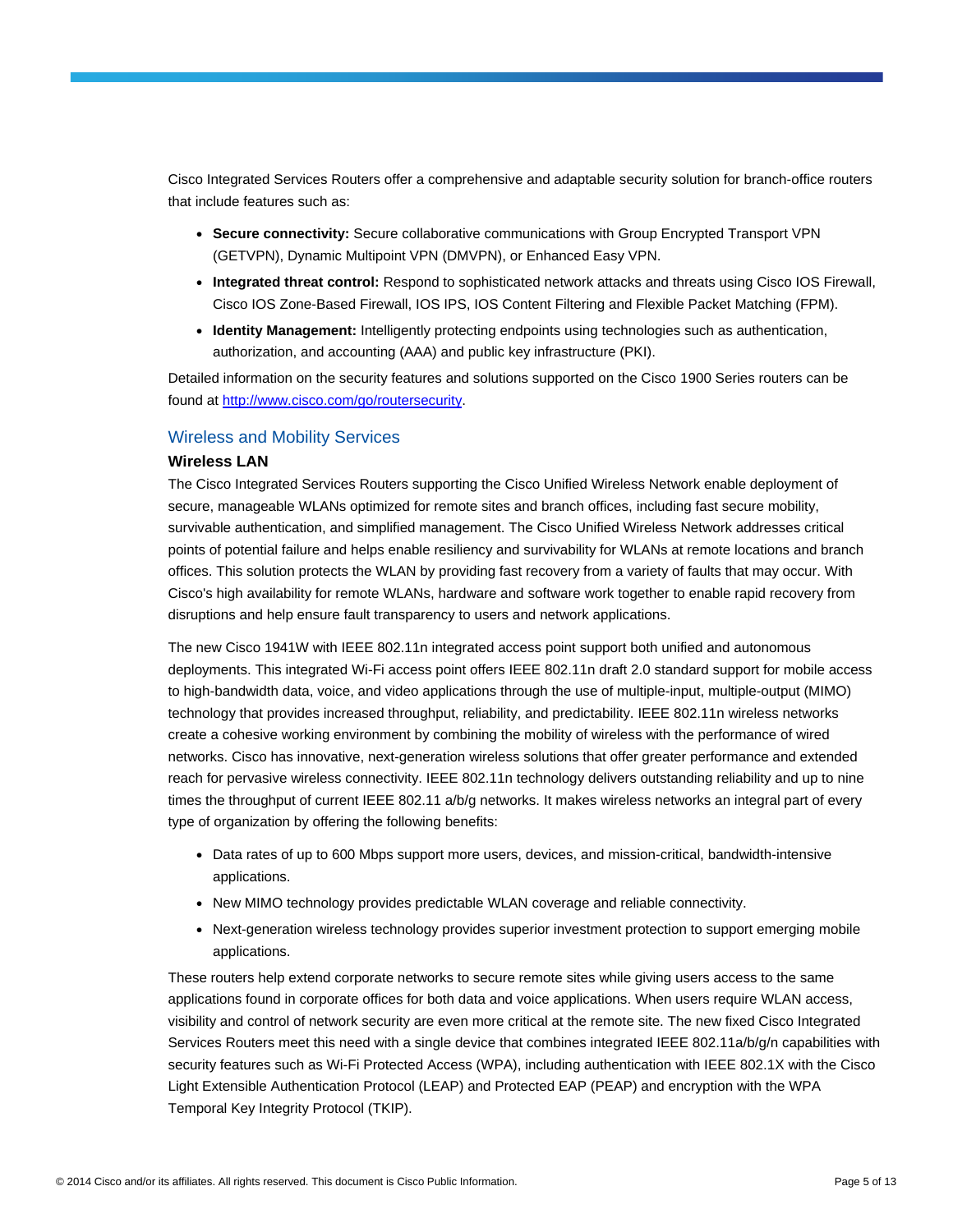Cisco Integrated Services Routers offer a comprehensive and adaptable security solution for branch-office routers that include features such as:

- **Secure connectivity:** Secure collaborative communications with Group Encrypted Transport VPN (GETVPN), Dynamic Multipoint VPN (DMVPN), or Enhanced Easy VPN.
- **Integrated threat control:** Respond to sophisticated network attacks and threats using Cisco IOS Firewall, Cisco IOS Zone-Based Firewall, IOS IPS, IOS Content Filtering and Flexible Packet Matching (FPM).
- **Identity Management:** Intelligently protecting endpoints using technologies such as authentication, authorization, and accounting (AAA) and public key infrastructure (PKI).

Detailed information on the security features and solutions supported on the Cisco 1900 Series routers can be found at [http://www.cisco.com/go/routersecurity](http://www.cisco.com/go/routersecurity).

## Wireless and Mobility Services

### Wireless LAN

The Cisco Integrated Services Routers supporting the Cisco Unified Wireless Network enable deployment of secure, manageable WLANs optimized for remote sites and branch offices, including fast secure mobility, survivable authentication, and simplified management. The Cisco Unified Wireless Network addresses critical points of potential failure and helps enable resiliency and survivability for WLANs at remote locations and branch offices. This solution protects the WLAN by providing fast recovery from a variety of faults that may occur. With Cisco's high availability for remote WLANs, hardware and software work together to enable rapid recovery from disruptions and help ensure fault transparency to users and network applications.

The new Cisco 1941W with IEEE 802.11n integrated access point support both unified and autonomous deployments. This integrated Wi-Fi access point offers IEEE 802.11n draft 2.0 standard support for mobile access to high-bandwidth data, voice, and video applications through the use of multiple-input, multiple-output (MIMO) technology that provides increased throughput, reliability, and predictability. IEEE 802.11n wireless networks create a cohesive working environment by combining the mobility of wireless with the performance of wired networks. Cisco has innovative, next-generation wireless solutions that offer greater performance and extended reach for pervasive wireless connectivity. IEEE 802.11n technology delivers outstanding reliability and up to nine times the throughput of current IEEE 802.11 a/b/g networks. It makes wireless networks an integral part of every type of organization by offering the following benefits:

- Data rates of up to 600 Mbps support more users, devices, and mission-critical, bandwidth-intensive applications.
- New MIMO technology provides predictable WLAN coverage and reliable connectivity.
- Next-generation wireless technology provides superior investment protection to support emerging mobile applications.

These routers help extend corporate networks to secure remote sites while giving users access to the same applications found in corporate offices for both data and voice applications. When users require WLAN access, visibility and control of network security are even more critical at the remote site. The new fixed Cisco Integrated Services Routers meet this need with a single device that combines integrated IEEE 802.11a/b/g/n capabilities with security features such as Wi-Fi Protected Access (WPA), including authentication with IEEE 802.1X with the Cisco Light Extensible Authentication Protocol (LEAP) and Protected EAP (PEAP) and encryption with the WPA Temporal Key Integrity Protocol (TKIP).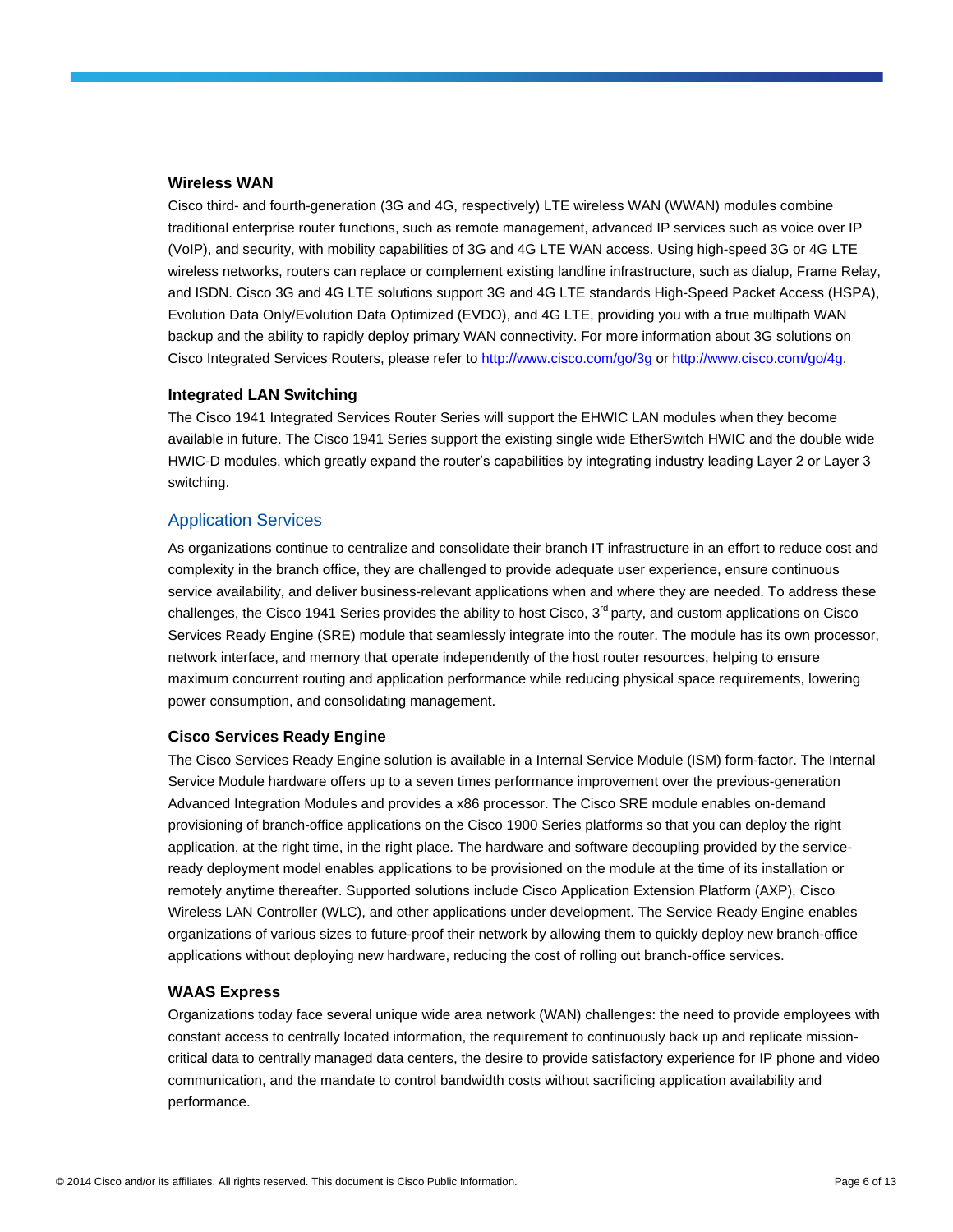### Wireless WAN

Cisco third- and fourth-generation (3G and 4G, respectively) LTE wireless WAN (WWAN) modules combine traditional enterprise router functions, such as remote management, advanced IP services such as voice over IP (VoIP), and security, with mobility capabilities of 3G and 4G LTE WAN access. Using high-speed 3G or 4G LTE wireless networks, routers can replace or complement existing landline infrastructure, such as dialup, Frame Relay, and ISDN. Cisco 3G and 4G LTE solutions support 3G and 4G LTE standards High-Speed Packet Access (HSPA), Evolution Data Only/Evolution Data Optimized (EVDO), and 4G LTE, providing you with a true multipath WAN backup and the ability to rapidly deploy primary WAN connectivity. For more information about 3G solutions on Cisco Integrated Services Routers, please refer to http://www.cisco.com/go/3g or http://www.cisco.com/go/4g.

### Integrated LAN Switching

The Cisco 1941 Integrated Services Router Series will support the EHWIC LAN modules when they become available in future. The Cisco 1941 Series support the existing single wide EtherSwitch HWIC and the double wide HWIC-D modules, which greatly expand the router's capabilities by integrating industry leading Layer 2 or Layer 3 switching.

## Application Services

As organizations continue to centralize and consolidate their branch IT infrastructure in an effort to reduce cost and complexity in the branch office, they are challenged to provide adequate user experience, ensure continuous service availability, and deliver business-relevant applications when and where they are needed. To address these challenges, the Cisco 1941 Series provides the ability to host Cisco, 3rd party, and custom applications on Cisco Services Ready Engine (SRE) module that seamlessly integrate into the router. The module has its own processor, network interface, and memory that operate independently of the host router resources, helping to ensure maximum concurrent routing and application performance while reducing physical space requirements, lowering power consumption, and consolidating management.

### Cisco Services Ready Engine

The Cisco Services Ready Engine solution is available in a Internal Service Module (ISM) form-factor. The Internal Service Module hardware offers up to a seven times performance improvement over the previous-generation Advanced Integration Modules and provides a x86 processor. The Cisco SRE module enables on-demand provisioning of branch-office applications on the Cisco 1900 Series platforms so that you can deploy the right application, at the right time, in the right place. The hardware and software decoupling provided by the service-ready deployment model enables applications to be provisioned on the module at the time of its installation or remotely anytime thereafter. Supported solutions include Cisco Application Extension Platform (AXP), Cisco Wireless LAN Controller (WLC), and other applications under development. The Service Ready Engine enables organizations of various sizes to future-proof their network by allowing them to quickly deploy new branch-office applications without deploying new hardware, reducing the cost of rolling out branch-office services.

### WAAS Express

Organizations today face several unique wide area network (WAN) challenges: the need to provide employees with constant access to centrally located information, the requirement to continuously back up and replicate mission-critical data to centrally managed data centers, the desire to provide satisfactory experience for IP phone and video communication, and the mandate to control bandwidth costs without sacrificing application availability and performance.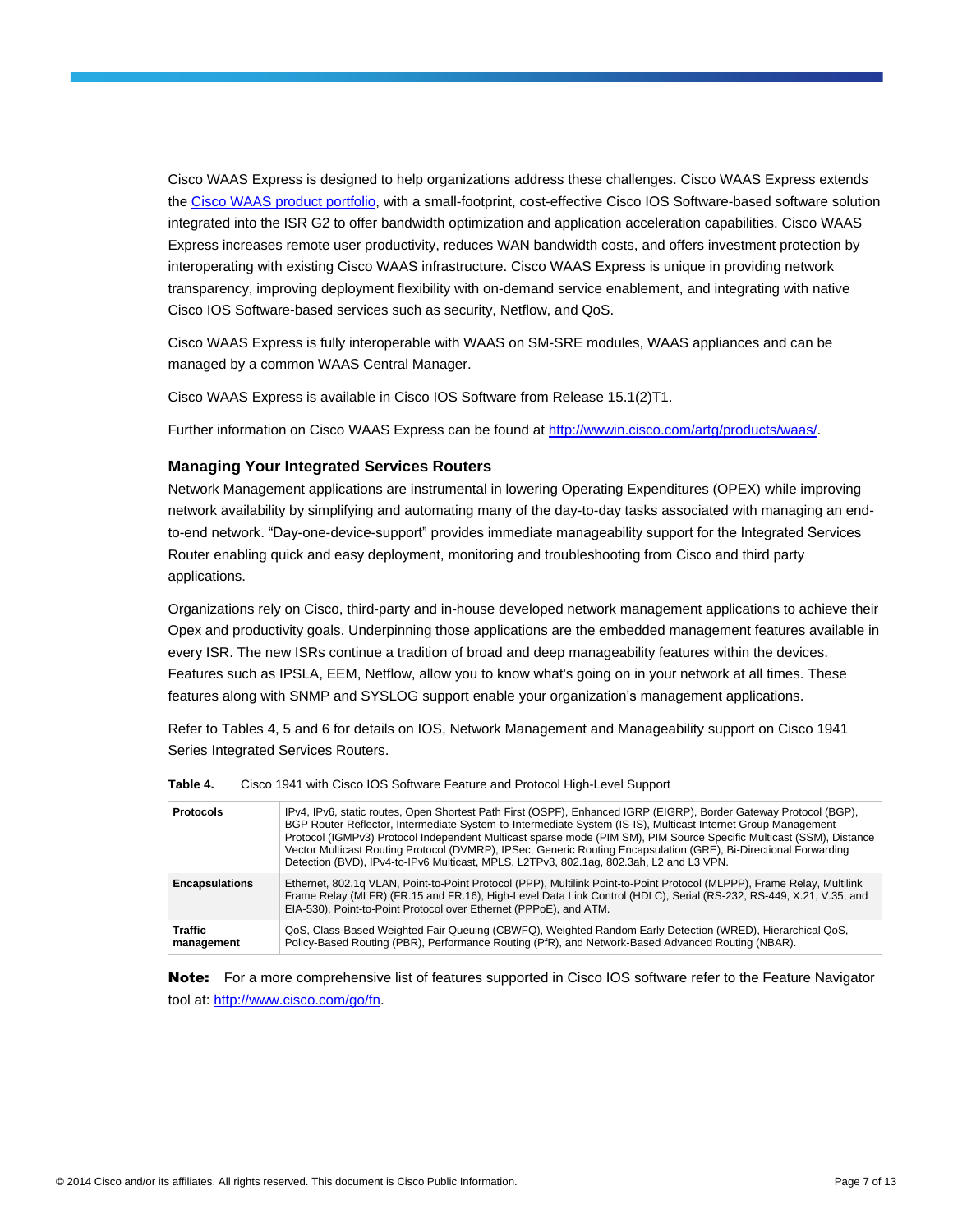Cisco WAAS Express is designed to help organizations address these challenges. Cisco WAAS Express extends the [Cisco WAAS product portfolio](#), with a small-footprint, cost-effective Cisco IOS Software-based software solution integrated into the ISR G2 to offer bandwidth optimization and application acceleration capabilities. Cisco WAAS Express increases remote user productivity, reduces WAN bandwidth costs, and offers investment protection by interoperating with existing Cisco WAAS infrastructure. Cisco WAAS Express is unique in providing network transparency, improving deployment flexibility with on-demand service enablement, and integrating with native Cisco IOS Software-based services such as security, Netflow, and QoS.

Cisco WAAS Express is fully interoperable with WAAS on SM-SRE modules, WAAS appliances and can be managed by a common WAAS Central Manager.

Cisco WAAS Express is available in Cisco IOS Software from Release 15.1(2)T1.

Further information on Cisco WAAS Express can be found at http://wwwin.cisco.com/artg/products/waas/.

### Managing Your Integrated Services Routers

Network Management applications are instrumental in lowering Operating Expenditures (OPEX) while improving network availability by simplifying and automating many of the day-to-day tasks associated with managing an end-to-end network. "Day-one-device-support" provides immediate manageability support for the Integrated Services Router enabling quick and easy deployment, monitoring and troubleshooting from Cisco and third party applications.

Organizations rely on Cisco, third-party and in-house developed network management applications to achieve their Opex and productivity goals. Underpinning those applications are the embedded management features available in every ISR. The new ISRs continue a tradition of broad and deep manageability features within the devices. Features such as IPSLA, EEM, Netflow, allow you to know what's going on in your network at all times. These features along with SNMP and SYSLOG support enable your organization's management applications.

Refer to Tables 4, 5 and 6 for details on IOS, Network Management and Manageability support on Cisco 1941 Series Integrated Services Routers.

**Table 4.** Cisco 1941 with Cisco IOS Software Feature and Protocol High-Level Support

| | |
|---|---|
| **Protocols** | IPv4, IPv6, static routes, Open Shortest Path First (OSPF), Enhanced IGRP (EIGRP), Border Gateway Protocol (BGP), BGP Router Reflector, Intermediate System-to-Intermediate System (IS-IS), Multicast Internet Group Management Protocol (IGMPv3) Protocol Independent Multicast sparse mode (PIM SM), PIM Source Specific Multicast (SSM), Distance Vector Multicast Routing Protocol (DVMRP), IPSec, Generic Routing Encapsulation (GRE), Bi-Directional Forwarding Detection (BVD), IPv4-to-IPv6 Multicast, MPLS, L2TPv3, 802.1ag, 802.3ah, L2 and L3 VPN. |
| **Encapsulations** | Ethernet, 802.1q VLAN, Point-to-Point Protocol (PPP), Multilink Point-to-Point Protocol (MLPPP), Frame Relay, Multilink Frame Relay (MLFR) (FR.15 and FR.16), High-Level Data Link Control (HDLC), Serial (RS-232, RS-449, X.21, V.35, and EIA-530), Point-to-Point Protocol over Ethernet (PPPoE), and ATM. |
| **Traffic management** | QoS, Class-Based Weighted Fair Queuing (CBWFQ), Weighted Random Early Detection (WRED), Hierarchical QoS, Policy-Based Routing (PBR), Performance Routing (PfR), and Network-Based Advanced Routing (NBAR). |

**Note:** For a more comprehensive list of features supported in Cisco IOS software refer to the Feature Navigator tool at: http://www.cisco.com/go/fn.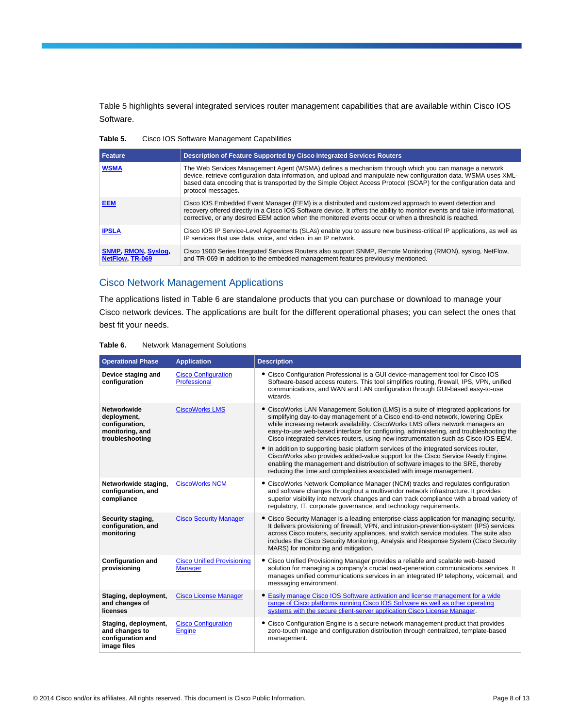Table 5 highlights several integrated services router management capabilities that are available within Cisco IOS Software.

**Table 5.** Cisco IOS Software Management Capabilities

| Feature | Description of Feature Supported by Cisco Integrated Services Routers |
|---|---|
| **WSMA** | The Web Services Management Agent (WSMA) defines a mechanism through which you can manage a network device, retrieve configuration data information, and upload and manipulate new configuration data. WSMA uses XML-based data encoding that is transported by the Simple Object Access Protocol (SOAP) for the configuration data and protocol messages. |
| **EEM** | Cisco IOS Embedded Event Manager (EEM) is a distributed and customized approach to event detection and recovery offered directly in a Cisco IOS Software device. It offers the ability to monitor events and take informational, corrective, or any desired EEM action when the monitored events occur or when a threshold is reached. |
| **IPSLA** | Cisco IOS IP Service-Level Agreements (SLAs) enable you to assure new business-critical IP applications, as well as IP services that use data, voice, and video, in an IP network. |
| **SNMP**, **RMON**, **Syslog**, **NetFlow**, **TR-069** | Cisco 1900 Series Integrated Services Routers also support SNMP, Remote Monitoring (RMON), syslog, NetFlow, and TR-069 in addition to the embedded management features previously mentioned. |

## Cisco Network Management Applications

The applications listed in Table 6 are standalone products that you can purchase or download to manage your Cisco network devices. The applications are built for the different operational phases; you can select the ones that best fit your needs.

**Table 6.** Network Management Solutions

| Operational Phase | Application | Description |
|---|---|---|
| **Device staging and configuration** | Cisco Configuration Professional | • Cisco Configuration Professional is a GUI device-management tool for Cisco IOS Software-based access routers. This tool simplifies routing, firewall, IPS, VPN, unified communications, and WAN and LAN configuration through GUI-based easy-to-use wizards. |
| **Networkwide deployment, configuration, monitoring, and troubleshooting** | CiscoWorks LMS | • CiscoWorks LAN Management Solution (LMS) is a suite of integrated applications for simplifying day-to-day management of a Cisco end-to-end network, lowering OpEx while increasing network availability. CiscoWorks LMS offers network managers an easy-to-use web-based interface for configuring, administering, and troubleshooting the Cisco integrated services routers, using new instrumentation such as Cisco IOS EEM.<br>• In addition to supporting basic platform services of the integrated services router, CiscoWorks also provides added-value support for the Cisco Service Ready Engine, enabling the management and distribution of software images to the SRE, thereby reducing the time and complexities associated with image management. |
| **Networkwide staging, configuration, and compliance** | CiscoWorks NCM | • CiscoWorks Network Compliance Manager (NCM) tracks and regulates configuration and software changes throughout a multivendor network infrastructure. It provides superior visibility into network changes and can track compliance with a broad variety of regulatory, IT, corporate governance, and technology requirements. |
| **Security staging, configuration, and monitoring** | Cisco Security Manager | • Cisco Security Manager is a leading enterprise-class application for managing security. It delivers provisioning of firewall, VPN, and intrusion-prevention-system (IPS) services across Cisco routers, security appliances, and switch service modules. The suite also includes the Cisco Security Monitoring, Analysis and Response System (Cisco Security MARS) for monitoring and mitigation. |
| **Configuration and provisioning** | Cisco Unified Provisioning Manager | • Cisco Unified Provisioning Manager provides a reliable and scalable web-based solution for managing a company's crucial next-generation communications services. It manages unified communications services in an integrated IP telephony, voicemail, and messaging environment. |
| **Staging, deployment, and changes of licenses** | Cisco License Manager | • Easily manage Cisco IOS Software activation and license management for a wide range of Cisco platforms running Cisco IOS Software as well as other operating systems with the secure client-server application Cisco License Manager. |
| **Staging, deployment, and changes to configuration and image files** | Cisco Configuration Engine | • Cisco Configuration Engine is a secure network management product that provides zero-touch image and configuration distribution through centralized, template-based management. |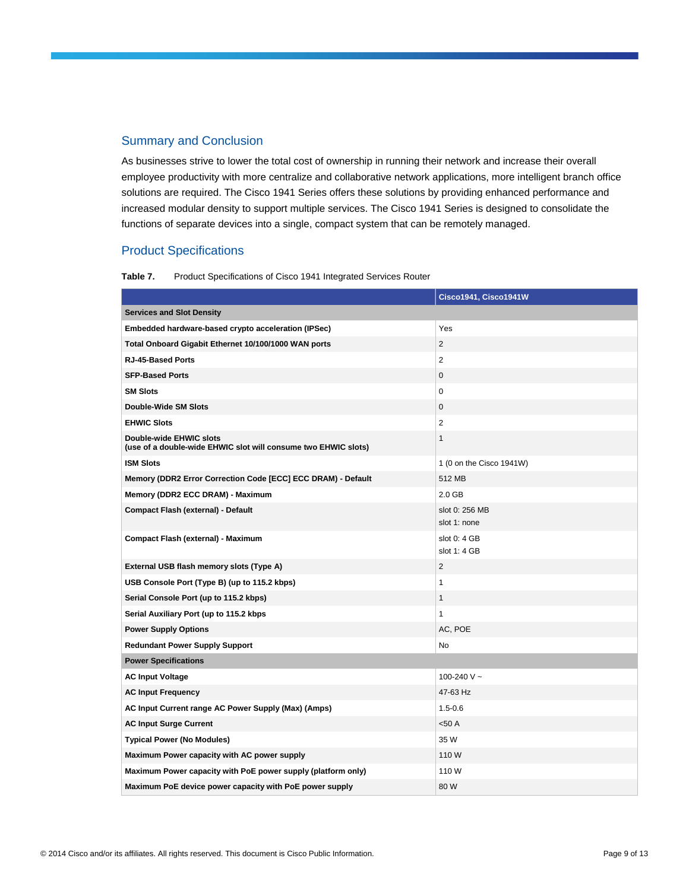## Summary and Conclusion

As businesses strive to lower the total cost of ownership in running their network and increase their overall employee productivity with more centralize and collaborative network applications, more intelligent branch office solutions are required. The Cisco 1941 Series offers these solutions by providing enhanced performance and increased modular density to support multiple services. The Cisco 1941 Series is designed to consolidate the functions of separate devices into a single, compact system that can be remotely managed.

## Product Specifications

**Table 7.** Product Specifications of Cisco 1941 Integrated Services Router

| | Cisco1941, Cisco1941W |
|---|---|
| **Services and Slot Density** | |
| **Embedded hardware-based crypto acceleration (IPSec)** | Yes |
| **Total Onboard Gigabit Ethernet 10/100/1000 WAN ports** | 2 |
| **RJ-45-Based Ports** | 2 |
| **SFP-Based Ports** | 0 |
| **SM Slots** | 0 |
| **Double-Wide SM Slots** | 0 |
| **EHWIC Slots** | 2 |
| **Double-wide EHWIC slots (use of a double-wide EHWIC slot will consume two EHWIC slots)** | 1 |
| **ISM Slots** | 1 (0 on the Cisco 1941W) |
| **Memory (DDR2 Error Correction Code [ECC] ECC DRAM) - Default** | 512 MB |
| **Memory (DDR2 ECC DRAM) - Maximum** | 2.0 GB |
| **Compact Flash (external) - Default** | slot 0: 256 MB<br>slot 1: none |
| **Compact Flash (external) - Maximum** | slot 0: 4 GB<br>slot 1: 4 GB |
| **External USB flash memory slots (Type A)** | 2 |
| **USB Console Port (Type B) (up to 115.2 kbps)** | 1 |
| **Serial Console Port (up to 115.2 kbps)** | 1 |
| **Serial Auxiliary Port (up to 115.2 kbps** | 1 |
| **Power Supply Options** | AC, POE |
| **Redundant Power Supply Support** | No |
| **Power Specifications** | |
| **AC Input Voltage** | 100-240 V ~ |
| **AC Input Frequency** | 47-63 Hz |
| **AC Input Current range AC Power Supply (Max) (Amps)** | 1.5-0.6 |
| **AC Input Surge Current** | <50 A |
| **Typical Power (No Modules)** | 35 W |
| **Maximum Power capacity with AC power supply** | 110 W |
| **Maximum Power capacity with PoE power supply (platform only)** | 110 W |
| **Maximum PoE device power capacity with PoE power supply** | 80 W |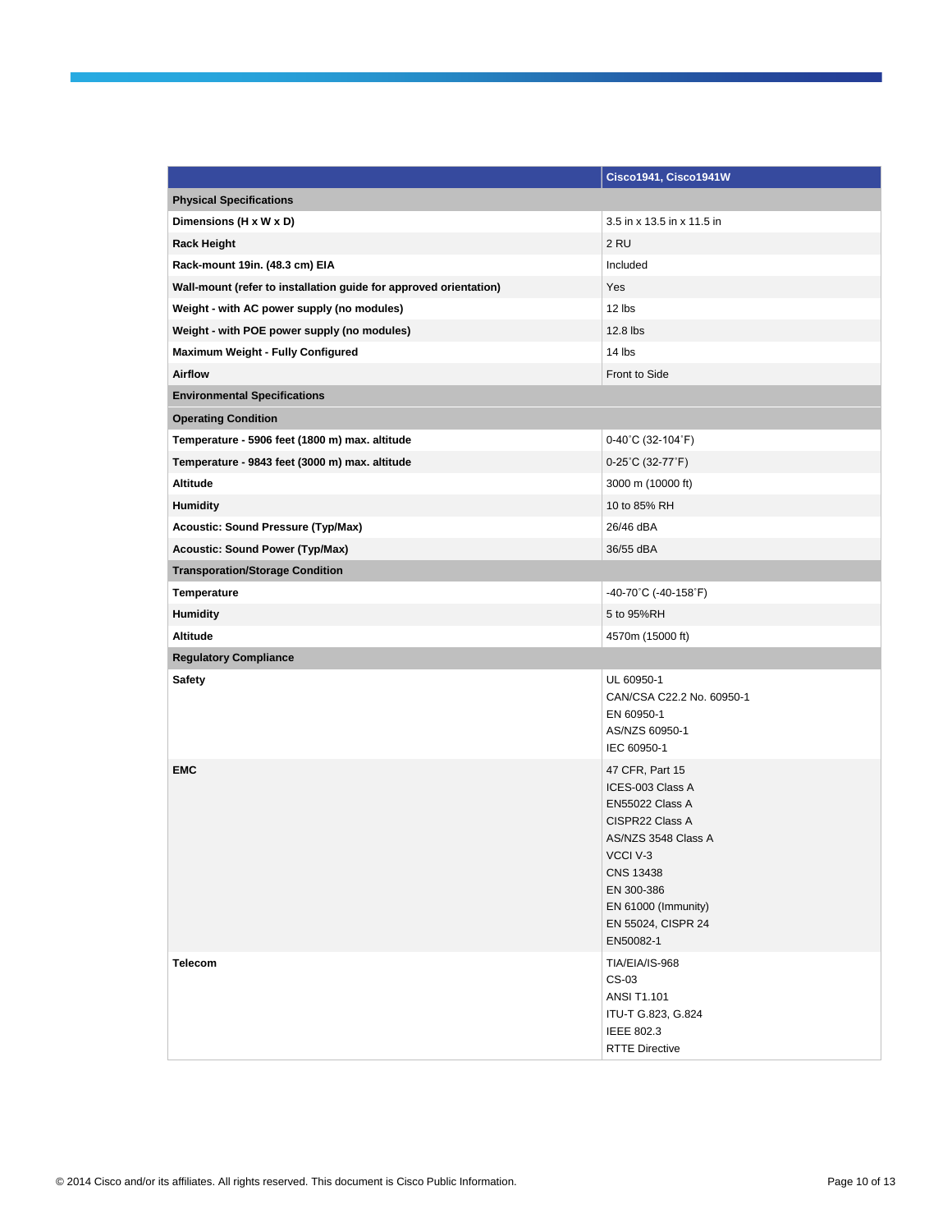| | Cisco1941, Cisco1941W |
|---|---|
| **Physical Specifications** | |
| **Dimensions (H x W x D)** | 3.5 in x 13.5 in x 11.5 in |
| **Rack Height** | 2 RU |
| **Rack-mount 19in. (48.3 cm) EIA** | Included |
| **Wall-mount (refer to installation guide for approved orientation)** | Yes |
| **Weight - with AC power supply (no modules)** | 12 lbs |
| **Weight - with POE power supply (no modules)** | 12.8 lbs |
| **Maximum Weight - Fully Configured** | 14 lbs |
| **Airflow** | Front to Side |
| **Environmental Specifications** | |
| **Operating Condition** | |
| **Temperature - 5906 feet (1800 m) max. altitude** | 0-40˚C (32-104˚F) |
| **Temperature - 9843 feet (3000 m) max. altitude** | 0-25˚C (32-77˚F) |
| **Altitude** | 3000 m (10000 ft) |
| **Humidity** | 10 to 85% RH |
| **Acoustic: Sound Pressure (Typ/Max)** | 26/46 dBA |
| **Acoustic: Sound Power (Typ/Max)** | 36/55 dBA |
| **Transporation/Storage Condition** | |
| **Temperature** | -40-70˚C (-40-158˚F) |
| **Humidity** | 5 to 95%RH |
| **Altitude** | 4570m (15000 ft) |
| **Regulatory Compliance** | |
| **Safety** | UL 60950-1<br>CAN/CSA C22.2 No. 60950-1<br>EN 60950-1<br>AS/NZS 60950-1<br>IEC 60950-1 |
| **EMC** | 47 CFR, Part 15<br>ICES-003 Class A<br>EN55022 Class A<br>CISPR22 Class A<br>AS/NZS 3548 Class A<br>VCCI V-3<br>CNS 13438<br>EN 300-386<br>EN 61000 (Immunity)<br>EN 55024, CISPR 24<br>EN50082-1 |
| **Telecom** | TIA/EIA/IS-968<br>CS-03<br>ANSI T1.101<br>ITU-T G.823, G.824<br>IEEE 802.3<br>RTTE Directive |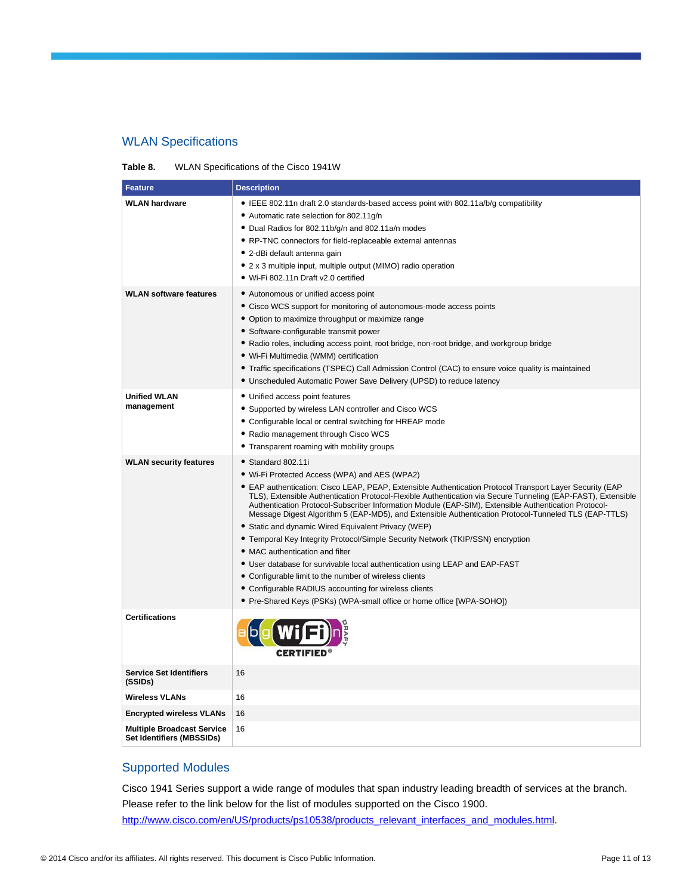## WLAN Specifications

**Table 8.** WLAN Specifications of the Cisco 1941W

| Feature | Description |
| --- | --- |
| **WLAN hardware** | • IEEE 802.11n draft 2.0 standards-based access point with 802.11a/b/g compatibility<br>• Automatic rate selection for 802.11g/n<br>• Dual Radios for 802.11b/g/n and 802.11a/n modes<br>• RP-TNC connectors for field-replaceable external antennas<br>• 2-dBi default antenna gain<br>• 2 x 3 multiple input, multiple output (MIMO) radio operation<br>• Wi-Fi 802.11n Draft v2.0 certified |
| **WLAN software features** | • Autonomous or unified access point<br>• Cisco WCS support for monitoring of autonomous-mode access points<br>• Option to maximize throughput or maximize range<br>• Software-configurable transmit power<br>• Radio roles, including access point, root bridge, non-root bridge, and workgroup bridge<br>• Wi-Fi Multimedia (WMM) certification<br>• Traffic specifications (TSPEC) Call Admission Control (CAC) to ensure voice quality is maintained<br>• Unscheduled Automatic Power Save Delivery (UPSD) to reduce latency |
| **Unified WLAN management** | • Unified access point features<br>• Supported by wireless LAN controller and Cisco WCS<br>• Configurable local or central switching for HREAP mode<br>• Radio management through Cisco WCS<br>• Transparent roaming with mobility groups |
| **WLAN security features** | • Standard 802.11i<br>• Wi-Fi Protected Access (WPA) and AES (WPA2)<br>• EAP authentication: Cisco LEAP, PEAP, Extensible Authentication Protocol Transport Layer Security (EAP TLS), Extensible Authentication Protocol-Flexible Authentication via Secure Tunneling (EAP-FAST), Extensible Authentication Protocol-Subscriber Information Module (EAP-SIM), Extensible Authentication Protocol-Message Digest Algorithm 5 (EAP-MD5), and Extensible Authentication Protocol-Tunneled TLS (EAP-TTLS)<br>• Static and dynamic Wired Equivalent Privacy (WEP)<br>• Temporal Key Integrity Protocol/Simple Security Network (TKIP/SSN) encryption<br>• MAC authentication and filter<br>• User database for survivable local authentication using LEAP and EAP-FAST<br>• Configurable limit to the number of wireless clients<br>• Configurable RADIUS accounting for wireless clients<br>• Pre-Shared Keys (PSKs) (WPA-small office or home office [WPA-SOHO]) |
| **Certifications** | a b g Wi Fi n DRAFT CERTIFIED® |
| **Service Set Identifiers (SSIDs)** | 16 |
| **Wireless VLANs** | 16 |
| **Encrypted wireless VLANs** | 16 |
| **Multiple Broadcast Service Set Identifiers (MBSSIDs)** | 16 |

## Supported Modules

Cisco 1941 Series support a wide range of modules that span industry leading breadth of services at the branch. Please refer to the link below for the list of modules supported on the Cisco 1900. http://www.cisco.com/en/US/products/ps10538/products_relevant_interfaces_and_modules.html.

© 2014 Cisco and/or its affiliates. All rights reserved. This document is Cisco Public Information.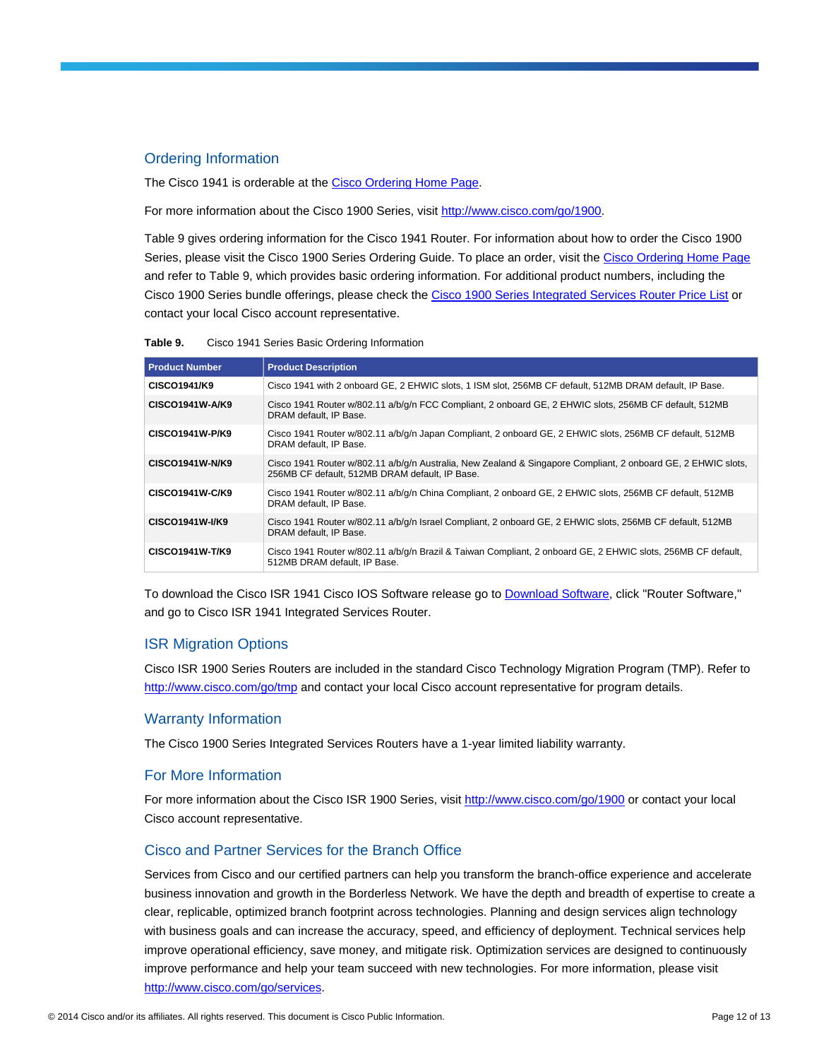## Ordering Information

The Cisco 1941 is orderable at the Cisco Ordering Home Page.

For more information about the Cisco 1900 Series, visit http://www.cisco.com/go/1900.

Table 9 gives ordering information for the Cisco 1941 Router. For information about how to order the Cisco 1900 Series, please visit the Cisco 1900 Series Ordering Guide. To place an order, visit the Cisco Ordering Home Page and refer to Table 9, which provides basic ordering information. For additional product numbers, including the Cisco 1900 Series bundle offerings, please check the Cisco 1900 Series Integrated Services Router Price List or contact your local Cisco account representative.

**Table 9.** Cisco 1941 Series Basic Ordering Information

| Product Number | Product Description |
|---|---|
| **CISCO1941/K9** | Cisco 1941 with 2 onboard GE, 2 EHWIC slots, 1 ISM slot, 256MB CF default, 512MB DRAM default, IP Base. |
| **CISCO1941W-A/K9** | Cisco 1941 Router w/802.11 a/b/g/n FCC Compliant, 2 onboard GE, 2 EHWIC slots, 256MB CF default, 512MB DRAM default, IP Base. |
| **CISCO1941W-P/K9** | Cisco 1941 Router w/802.11 a/b/g/n Japan Compliant, 2 onboard GE, 2 EHWIC slots, 256MB CF default, 512MB DRAM default, IP Base. |
| **CISCO1941W-N/K9** | Cisco 1941 Router w/802.11 a/b/g/n Australia, New Zealand & Singapore Compliant, 2 onboard GE, 2 EHWIC slots, 256MB CF default, 512MB DRAM default, IP Base. |
| **CISCO1941W-C/K9** | Cisco 1941 Router w/802.11 a/b/g/n China Compliant, 2 onboard GE, 2 EHWIC slots, 256MB CF default, 512MB DRAM default, IP Base. |
| **CISCO1941W-I/K9** | Cisco 1941 Router w/802.11 a/b/g/n Israel Compliant, 2 onboard GE, 2 EHWIC slots, 256MB CF default, 512MB DRAM default, IP Base. |
| **CISCO1941W-T/K9** | Cisco 1941 Router w/802.11 a/b/g/n Brazil & Taiwan Compliant, 2 onboard GE, 2 EHWIC slots, 256MB CF default, 512MB DRAM default, IP Base. |

To download the Cisco ISR 1941 Cisco IOS Software release go to Download Software, click "Router Software," and go to Cisco ISR 1941 Integrated Services Router.

## ISR Migration Options

Cisco ISR 1900 Series Routers are included in the standard Cisco Technology Migration Program (TMP). Refer to http://www.cisco.com/go/tmp and contact your local Cisco account representative for program details.

## Warranty Information

The Cisco 1900 Series Integrated Services Routers have a 1-year limited liability warranty.

## For More Information

For more information about the Cisco ISR 1900 Series, visit http://www.cisco.com/go/1900 or contact your local Cisco account representative.

## Cisco and Partner Services for the Branch Office

Services from Cisco and our certified partners can help you transform the branch-office experience and accelerate business innovation and growth in the Borderless Network. We have the depth and breadth of expertise to create a clear, replicable, optimized branch footprint across technologies. Planning and design services align technology with business goals and can increase the accuracy, speed, and efficiency of deployment. Technical services help improve operational efficiency, save money, and mitigate risk. Optimization services are designed to continuously improve performance and help your team succeed with new technologies. For more information, please visit http://www.cisco.com/go/services.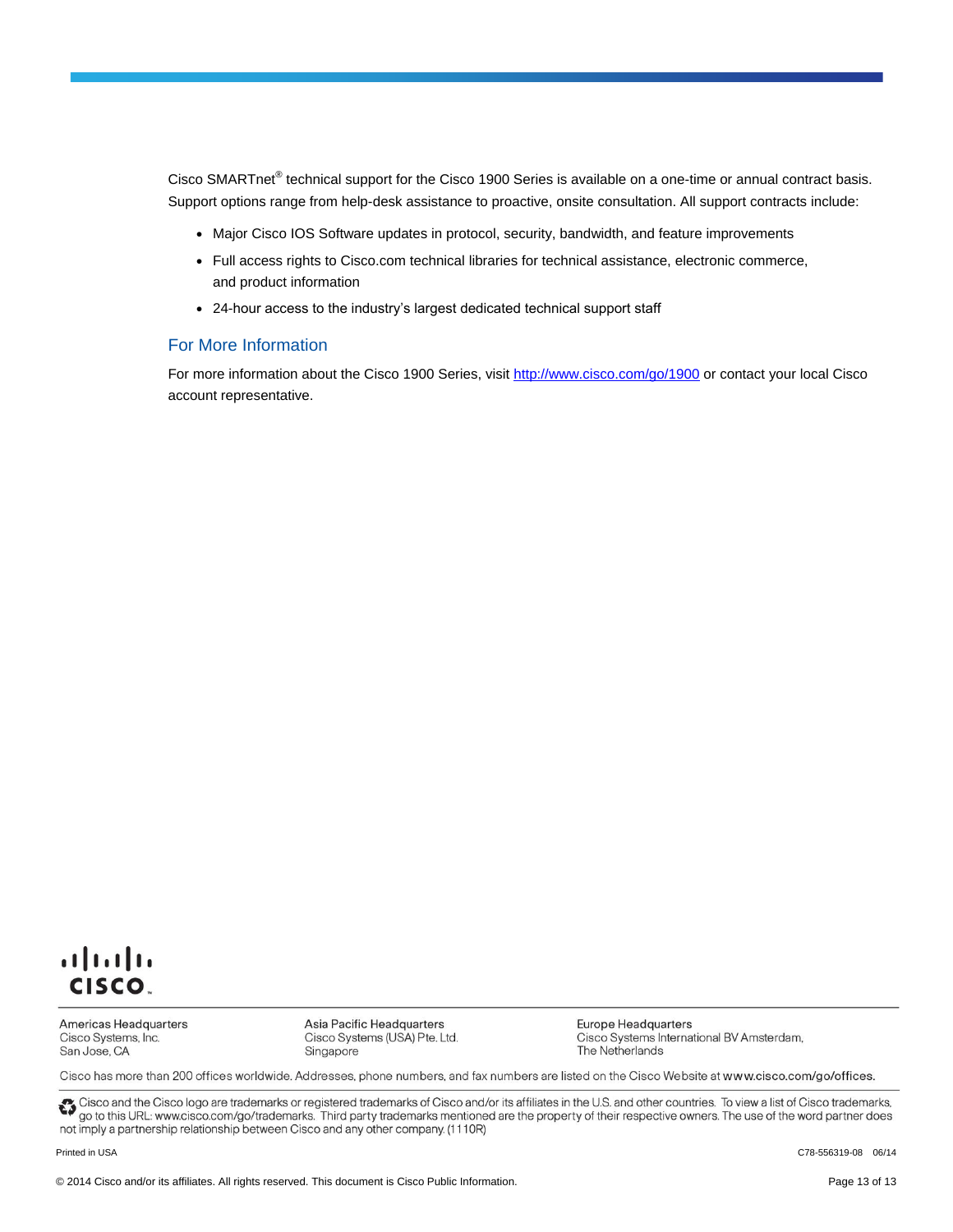Cisco SMARTnet® technical support for the Cisco 1900 Series is available on a one-time or annual contract basis. Support options range from help-desk assistance to proactive, onsite consultation. All support contracts include:

- Major Cisco IOS Software updates in protocol, security, bandwidth, and feature improvements
- Full access rights to Cisco.com technical libraries for technical assistance, electronic commerce, and product information
- 24-hour access to the industry's largest dedicated technical support staff

## For More Information

For more information about the Cisco 1900 Series, visit http://www.cisco.com/go/1900 or contact your local Cisco account representative.

Americas Headquarters
Cisco Systems, Inc.
San Jose, CA

Asia Pacific Headquarters
Cisco Systems (USA) Pte. Ltd.
Singapore

Europe Headquarters
Cisco Systems International BV Amsterdam,
The Netherlands

Cisco has more than 200 offices worldwide. Addresses, phone numbers, and fax numbers are listed on the Cisco Website at www.cisco.com/go/offices.

Cisco and the Cisco logo are trademarks or registered trademarks of Cisco and/or its affiliates in the U.S. and other countries. To view a list of Cisco trademarks, go to this URL: www.cisco.com/go/trademarks. Third party trademarks mentioned are the property of their respective owners. The use of the word partner does not imply a partnership relationship between Cisco and any other company. (1110R)

Printed in USA

C78-556319-08 06/14

© 2014 Cisco and/or its affiliates. All rights reserved. This document is Cisco Public Information.